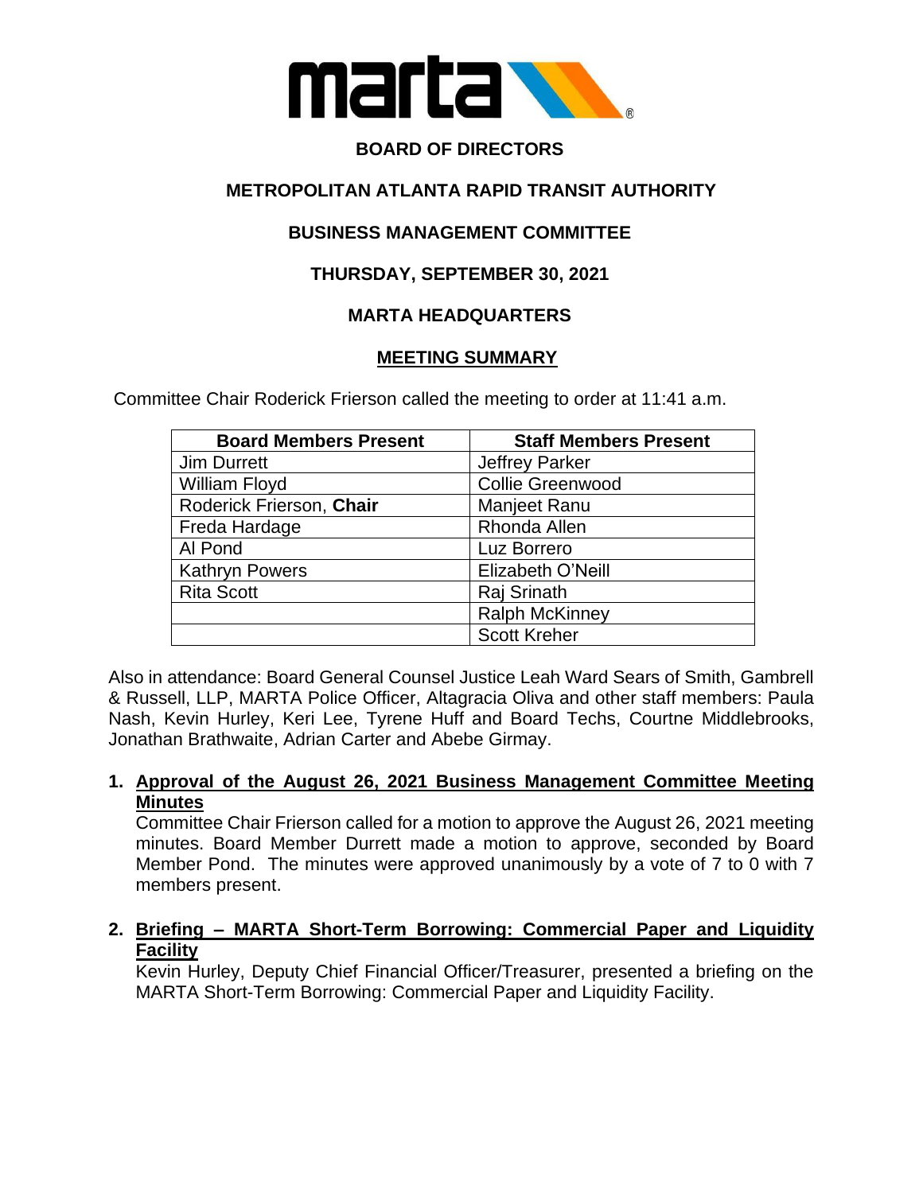# BOARD OF DIRECTORS

## METROPOLITAN ATLANTA RAPID TRANSIT AUTHORITY

## BUSINESS MANAGEMENT COMMITTEE

## THURSDAY, SEPTEMBER 30, 2021

## MARTA HEADQUARTERS

## MEETING SUMMARY

Committee Chair Roderick Frierson called the meeting to order at 11:41 a.m.

| Board Members Present | Staff Members Present |
|---|---|
| Jim Durrett | Jeffrey Parker |
| William Floyd | Collie Greenwood |
| Roderick Frierson, **Chair** | Manjeet Ranu |
| Freda Hardage | Rhonda Allen |
| Al Pond | Luz Borrero |
| Kathryn Powers | Elizabeth O'Neill |
| Rita Scott | Raj Srinath |
| | Ralph McKinney |
| | Scott Kreher |

Also in attendance: Board General Counsel Justice Leah Ward Sears of Smith, Gambrell & Russell, LLP, MARTA Police Officer, Altagracia Oliva and other staff members: Paula Nash, Kevin Hurley, Keri Lee, Tyrene Huff and Board Techs, Courtne Middlebrooks, Jonathan Brathwaite, Adrian Carter and Abebe Girmay.

1. **Approval of the August 26, 2021 Business Management Committee Meeting Minutes**
   Committee Chair Frierson called for a motion to approve the August 26, 2021 meeting minutes. Board Member Durrett made a motion to approve, seconded by Board Member Pond. The minutes were approved unanimously by a vote of 7 to 0 with 7 members present.

2. **Briefing – MARTA Short-Term Borrowing: Commercial Paper and Liquidity Facility**
   Kevin Hurley, Deputy Chief Financial Officer/Treasurer, presented a briefing on the MARTA Short-Term Borrowing: Commercial Paper and Liquidity Facility.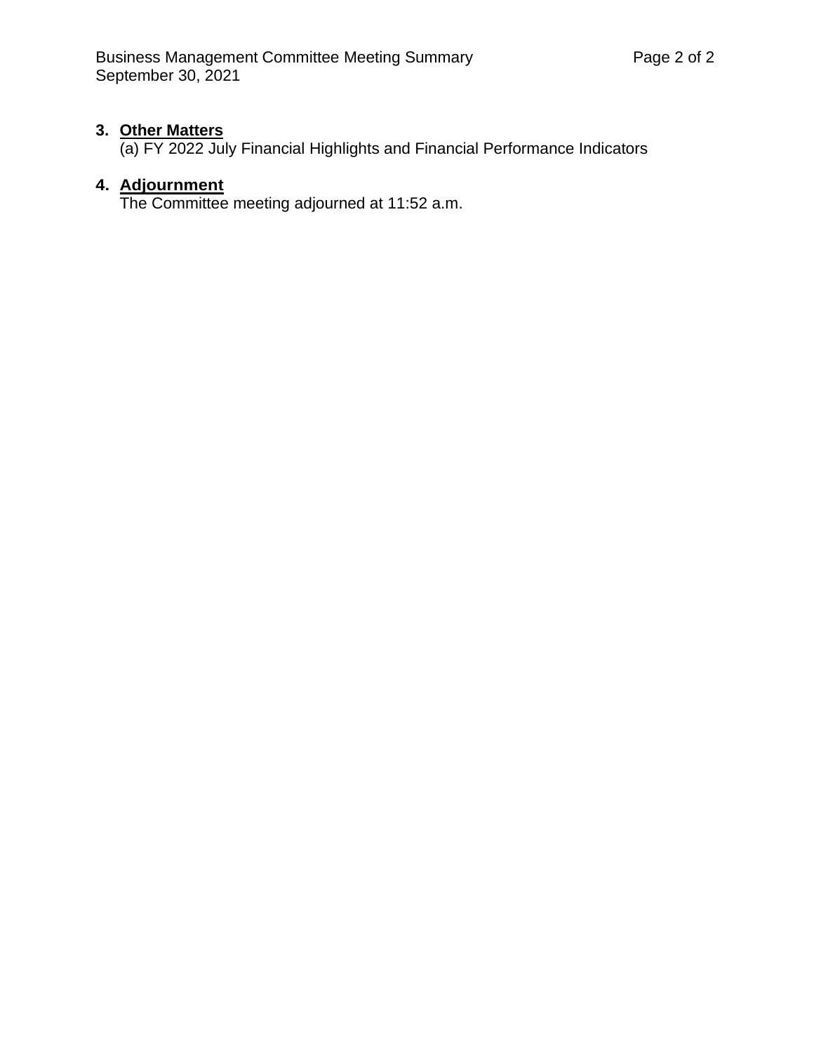**3. Other Matters**

(a) FY 2022 July Financial Highlights and Financial Performance Indicators

**4. Adjournment**

The Committee meeting adjourned at 11:52 a.m.